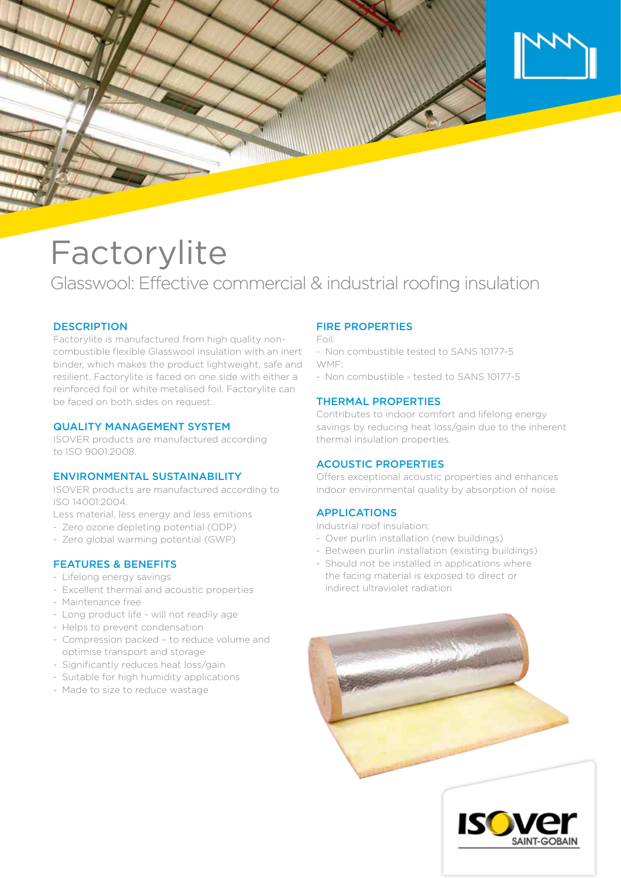# Factorylite

## Glasswool: Effective commercial & industrial roofing insulation

### DESCRIPTION

Factorylite is manufactured from high quality non-combustible flexible Glasswool insulation with an inert binder, which makes the product lightweight, safe and resilient. Factorylite is faced on one side with either a reinforced foil or white metalised foil. Factorylite can be faced on both sides on request.

### QUALITY MANAGEMENT SYSTEM

ISOVER products are manufactured according to ISO 9001:2008.

### ENVIRONMENTAL SUSTAINABILITY

ISOVER products are manufactured according to ISO 14001:2004.

Less material, less energy and less emitions

- Zero ozone depleting potential (ODP)
- Zero global warming potential (GWP)

### FEATURES & BENEFITS

- Lifelong energy savings
- Excellent thermal and acoustic properties
- Maintenance free
- Long product life - will not readily age
- Helps to prevent condensation
- Compression packed – to reduce volume and optimise transport and storage
- Significantly reduces heat loss/gain
- Suitable for high humidity applications
- Made to size to reduce wastage

### FIRE PROPERTIES

Foil:

- Non combustible tested to SANS 10177-5

WMF:

- Non combustible - tested to SANS 10177-5

### THERMAL PROPERTIES

Contributes to indoor comfort and lifelong energy savings by reducing heat loss/gain due to the inherent thermal insulation properties.

### ACOUSTIC PROPERTIES

Offers exceptional acoustic properties and enhances indoor environmental quality by absorption of noise.

### APPLICATIONS

Industrial roof insulation:

- Over purlin installation (new buildings)
- Between purlin installation (existing buildings)
- Should not be installed in applications where the facing material is exposed to direct or indirect ultraviolet radiation

ISOVER SAINT-GOBAIN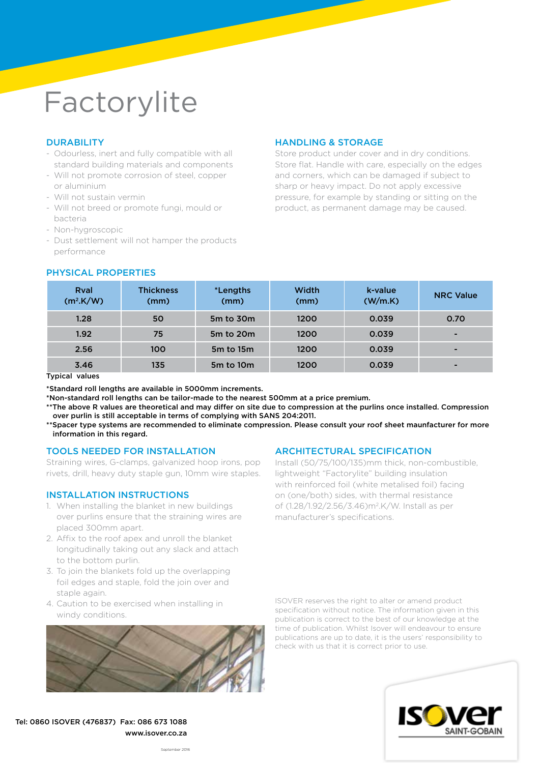# Factorylite

## DURABILITY

- Odourless, inert and fully compatible with all standard building materials and components
- Will not promote corrosion of steel, copper or aluminium
- Will not sustain vermin
- Will not breed or promote fungi, mould or bacteria
- Non-hygroscopic
- Dust settlement will not hamper the products performance

## HANDLING & STORAGE

Store product under cover and in dry conditions. Store flat. Handle with care, especially on the edges and corners, which can be damaged if subject to sharp or heavy impact. Do not apply excessive pressure, for example by standing or sitting on the product, as permanent damage may be caused.

## PHYSICAL PROPERTIES

| Rval ($m^2$.K/W) | Thickness (mm) | *Lengths (mm) | Width (mm) | k-value (W/m.K) | NRC Value |
|---|---|---|---|---|---|
| 1.28 | 50 | 5m to 30m | 1200 | 0.039 | 0.70 |
| 1.92 | 75 | 5m to 20m | 1200 | 0.039 | - |
| 2.56 | 100 | 5m to 15m | 1200 | 0.039 | - |
| 3.46 | 135 | 5m to 10m | 1200 | 0.039 | - |

Typical values

*Standard roll lengths are available in 5000mm increments.

*Non-standard roll lengths can be tailor-made to the nearest 500mm at a price premium.

**The above R values are theoretical and may differ on site due to compression at the purlins once installed. Compression over purlin is still acceptable in terms of complying with SANS 204:2011.

**Spacer type systems are recommended to eliminate compression. Please consult your roof sheet maunfacturer for more information in this regard.

## TOOLS NEEDED FOR INSTALLATION

Straining wires, G-clamps, galvanized hoop irons, pop rivets, drill, heavy duty staple gun, 10mm wire staples.

## INSTALLATION INSTRUCTIONS

1. When installing the blanket in new buildings over purlins ensure that the straining wires are placed 300mm apart.
2. Affix to the roof apex and unroll the blanket longitudinally taking out any slack and attach to the bottom purlin.
3. To join the blankets fold up the overlapping foil edges and staple, fold the join over and staple again.
4. Caution to be exercised when installing in windy conditions.

## ARCHITECTURAL SPECIFICATION

Install (50/75/100/135)mm thick, non-combustible, lightweight "Factorylite" building insulation with reinforced foil (white metalised foil) facing on (one/both) sides, with thermal resistance of (1.28/1.92/2.56/3.46)$m^2$.K/W. Install as per manufacturer's specifications.

ISOVER reserves the right to alter or amend product specification without notice. The information given in this publication is correct to the best of our knowledge at the time of publication. Whilst Isover will endeavour to ensure publications are up to date, it is the users' responsibility to check with us that it is correct prior to use.

Tel: 0860 ISOVER (476837) Fax: 086 673 1088
www.isover.co.za

September 2016